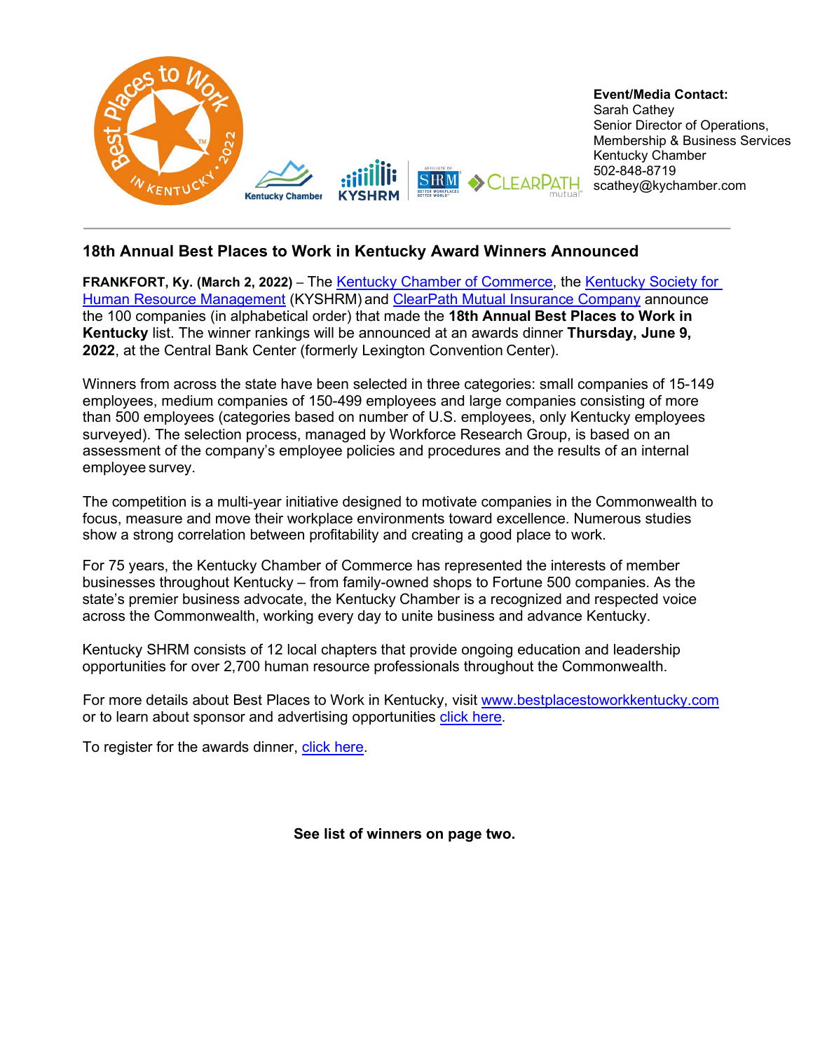**Event/Media Contact:**
Sarah Cathey
Senior Director of Operations, Membership & Business Services
Kentucky Chamber
502-848-8719
scathey@kychamber.com

## 18th Annual Best Places to Work in Kentucky Award Winners Announced

**FRANKFORT, Ky. (March 2, 2022)** – The Kentucky Chamber of Commerce, the Kentucky Society for Human Resource Management (KYSHRM) and ClearPath Mutual Insurance Company announce the 100 companies (in alphabetical order) that made the **18th Annual Best Places to Work in Kentucky** list. The winner rankings will be announced at an awards dinner **Thursday, June 9, 2022**, at the Central Bank Center (formerly Lexington Convention Center).

Winners from across the state have been selected in three categories: small companies of 15-149 employees, medium companies of 150-499 employees and large companies consisting of more than 500 employees (categories based on number of U.S. employees, only Kentucky employees surveyed). The selection process, managed by Workforce Research Group, is based on an assessment of the company's employee policies and procedures and the results of an internal employee survey.

The competition is a multi-year initiative designed to motivate companies in the Commonwealth to focus, measure and move their workplace environments toward excellence. Numerous studies show a strong correlation between profitability and creating a good place to work.

For 75 years, the Kentucky Chamber of Commerce has represented the interests of member businesses throughout Kentucky – from family-owned shops to Fortune 500 companies. As the state's premier business advocate, the Kentucky Chamber is a recognized and respected voice across the Commonwealth, working every day to unite business and advance Kentucky.

Kentucky SHRM consists of 12 local chapters that provide ongoing education and leadership opportunities for over 2,700 human resource professionals throughout the Commonwealth.

For more details about Best Places to Work in Kentucky, visit www.bestplacestoworkkentucky.com or to learn about sponsor and advertising opportunities click here.

To register for the awards dinner, click here.

**See list of winners on page two.**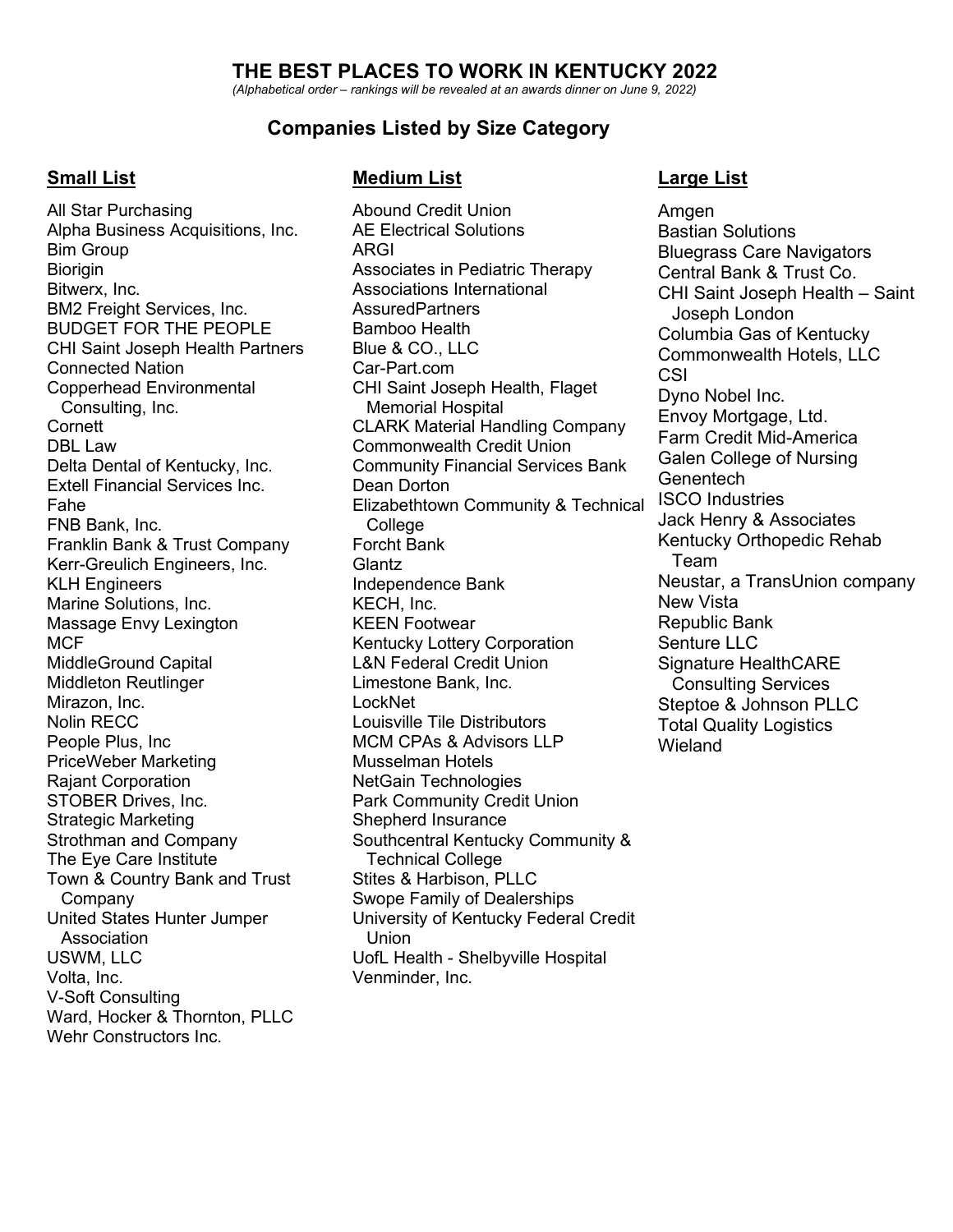# THE BEST PLACES TO WORK IN KENTUCKY 2022

*(Alphabetical order – rankings will be revealed at an awards dinner on June 9, 2022)*

## Companies Listed by Size Category

### Small List

All Star Purchasing
Alpha Business Acquisitions, Inc.
Bim Group
Biorigin
Bitwerx, Inc.
BM2 Freight Services, Inc.
BUDGET FOR THE PEOPLE
CHI Saint Joseph Health Partners
Connected Nation
Copperhead Environmental Consulting, Inc.
Cornett
DBL Law
Delta Dental of Kentucky, Inc.
Extell Financial Services Inc.
Fahe
FNB Bank, Inc.
Franklin Bank & Trust Company
Kerr-Greulich Engineers, Inc.
KLH Engineers
Marine Solutions, Inc.
Massage Envy Lexington
MCF
MiddleGround Capital
Middleton Reutlinger
Mirazon, Inc.
Nolin RECC
People Plus, Inc
PriceWeber Marketing
Rajant Corporation
STOBER Drives, Inc.
Strategic Marketing
Strothman and Company
The Eye Care Institute
Town & Country Bank and Trust Company
United States Hunter Jumper Association
USWM, LLC
Volta, Inc.
V-Soft Consulting
Ward, Hocker & Thornton, PLLC
Wehr Constructors Inc.

### Medium List

Abound Credit Union
AE Electrical Solutions
ARGI
Associates in Pediatric Therapy
Associations International
AssuredPartners
Bamboo Health
Blue & CO., LLC
Car-Part.com
CHI Saint Joseph Health, Flaget Memorial Hospital
CLARK Material Handling Company
Commonwealth Credit Union
Community Financial Services Bank
Dean Dorton
Elizabethtown Community & Technical College
Forcht Bank
Glantz
Independence Bank
KECH, Inc.
KEEN Footwear
Kentucky Lottery Corporation
L&N Federal Credit Union
Limestone Bank, Inc.
LockNet
Louisville Tile Distributors
MCM CPAs & Advisors LLP
Musselman Hotels
NetGain Technologies
Park Community Credit Union
Shepherd Insurance
Southcentral Kentucky Community & Technical College
Stites & Harbison, PLLC
Swope Family of Dealerships
University of Kentucky Federal Credit Union
UofL Health - Shelbyville Hospital
Venminder, Inc.

### Large List

Amgen
Bastian Solutions
Bluegrass Care Navigators
Central Bank & Trust Co.
CHI Saint Joseph Health – Saint Joseph London
Columbia Gas of Kentucky
Commonwealth Hotels, LLC
CSI
Dyno Nobel Inc.
Envoy Mortgage, Ltd.
Farm Credit Mid-America
Galen College of Nursing
Genentech
ISCO Industries
Jack Henry & Associates
Kentucky Orthopedic Rehab Team
Neustar, a TransUnion company
New Vista
Republic Bank
Senture LLC
Signature HealthCARE Consulting Services
Steptoe & Johnson PLLC
Total Quality Logistics
Wieland